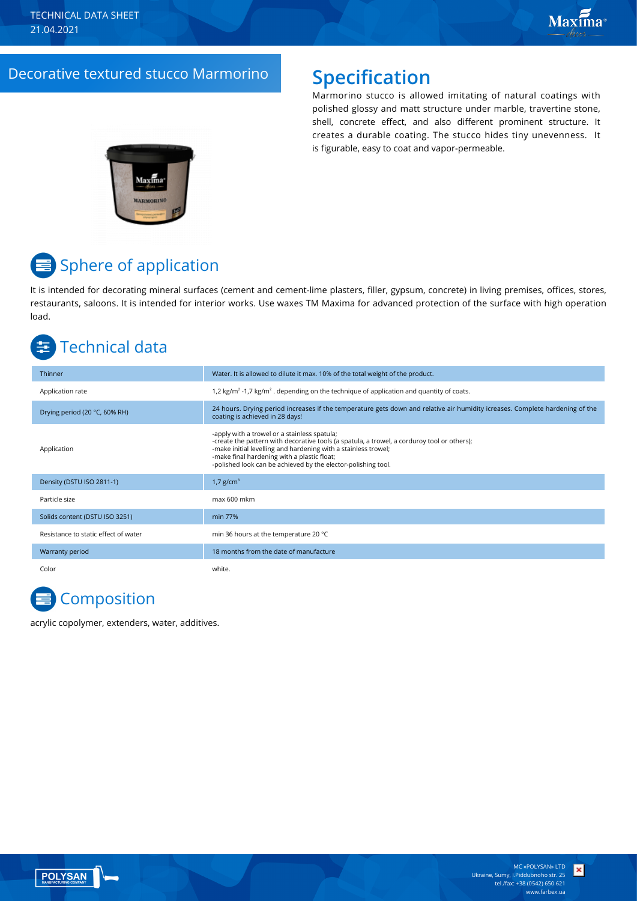TECHNICAL DATA SHEET
21.04.2021

# Decorative textured stucco Marmorino

## Specification

Marmorino stucco is allowed imitating of natural coatings with polished glossy and matt structure under marble, travertine stone, shell, concrete effect, and also different prominent structure. It creates a durable coating. The stucco hides tiny unevenness. It is figurable, easy to coat and vapor-permeable.

## Sphere of application

It is intended for decorating mineral surfaces (cement and cement-lime plasters, filler, gypsum, concrete) in living premises, offices, stores, restaurants, saloons. It is intended for interior works. Use waxes TM Maxima for advanced protection of the surface with high operation load.

## Technical data

| Parameter | Value |
| --- | --- |
| Thinner | Water. It is allowed to dilute it max. 10% of the total weight of the product. |
| Application rate | 1,2 kg/m$^2$ -1,7 kg/m$^2$ . depending on the technique of application and quantity of coats. |
| Drying period (20 °C, 60% RH) | 24 hours. Drying period increases if the temperature gets down and relative air humidity icreases. Complete hardening of the coating is achieved in 28 days! |
| Application | -apply with a trowel or a stainless spatula;<br>-create the pattern with decorative tools (a spatula, a trowel, a corduroy tool or others);<br>-make initial levelling and hardening with a stainless trowel;<br>-make final hardening with a plastic float;<br>-polished look can be achieved by the elector-polishing tool. |
| Density (DSTU ISO 2811-1) | 1,7 g/cm$^3$ |
| Particle size | max 600 mkm |
| Solids content (DSTU ISO 3251) | min 77% |
| Resistance to static effect of water | min 36 hours at the temperature 20 °C |
| Warranty period | 18 months from the date of manufacture |
| Color | white. |

## Composition

acrylic copolymer, extenders, water, additives.

MC «POLYSAN» LTD
Ukraine, Sumy, I.Piddubnoho str. 25
tel./fax: +38 (0542) 650 621
www.farbex.ua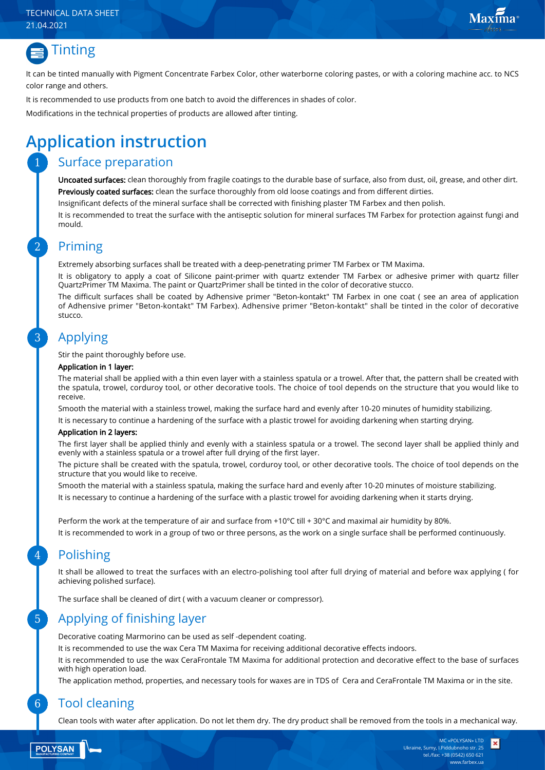## Tinting

It can be tinted manually with Pigment Concentrate Farbex Color, other waterborne coloring pastes, or with a coloring machine acc. to NCS color range and others.

It is recommended to use products from one batch to avoid the differences in shades of color.

Modifications in the technical properties of products are allowed after tinting.

# Application instruction

## 1 Surface preparation

**Uncoated surfaces:** clean thoroughly from fragile coatings to the durable base of surface, also from dust, oil, grease, and other dirt.

**Previously coated surfaces:** clean the surface thoroughly from old loose coatings and from different dirties.

Insignificant defects of the mineral surface shall be corrected with finishing plaster TM Farbex and then polish.

It is recommended to treat the surface with the antiseptic solution for mineral surfaces TM Farbex for protection against fungi and mould.

## 2 Priming

Extremely absorbing surfaces shall be treated with a deep-penetrating primer TM Farbex or TM Maxima.

It is obligatory to apply a coat of Silicone paint-primer with quartz extender TM Farbex or adhesive primer with quartz filler QuartzPrimer TM Maxima. The paint or QuartzPrimer shall be tinted in the color of decorative stucco.

The difficult surfaces shall be coated by Adhensive primer "Beton-kontakt" TM Farbex in one coat ( see an area of application of Adhensive primer "Beton-kontakt" TM Farbex). Adhensive primer "Beton-kontakt" shall be tinted in the color of decorative stucco.

## 3 Applying

Stir the paint thoroughly before use.

**Application in 1 layer:**

The material shall be applied with a thin even layer with a stainless spatula or a trowel. After that, the pattern shall be created with the spatula, trowel, corduroy tool, or other decorative tools. The choice of tool depends on the structure that you would like to receive.

Smooth the material with a stainless trowel, making the surface hard and evenly after 10-20 minutes of humidity stabilizing.

It is necessary to continue a hardening of the surface with a plastic trowel for avoiding darkening when starting drying.

**Application in 2 layers:**

The first layer shall be applied thinly and evenly with a stainless spatula or a trowel. The second layer shall be applied thinly and evenly with a stainless spatula or a trowel after full drying of the first layer.

The picture shall be created with the spatula, trowel, corduroy tool, or other decorative tools. The choice of tool depends on the structure that you would like to receive.

Smooth the material with a stainless spatula, making the surface hard and evenly after 10-20 minutes of moisture stabilizing.

It is necessary to continue a hardening of the surface with a plastic trowel for avoiding darkening when it starts drying.

Perform the work at the temperature of air and surface from +10°C till + 30°C and maximal air humidity by 80%.

It is recommended to work in a group of two or three persons, as the work on a single surface shall be performed continuously.

## 4 Polishing

It shall be allowed to treat the surfaces with an electro-polishing tool after full drying of material and before wax applying ( for achieving polished surface).

The surface shall be cleaned of dirt ( with a vacuum cleaner or compressor).

## 5 Applying of finishing layer

Decorative coating Marmorino can be used as self -dependent coating.

It is recommended to use the wax Cera TM Maxima for receiving additional decorative effects indoors.

It is recommended to use the wax CeraFrontale TM Maxima for additional protection and decorative effect to the base of surfaces with high operation load.

The application method, properties, and necessary tools for waxes are in TDS of Cera and CeraFrontale TM Maxima or in the site.

## 6 Tool cleaning

Clean tools with water after application. Do not let them dry. The dry product shall be removed from the tools in a mechanical way.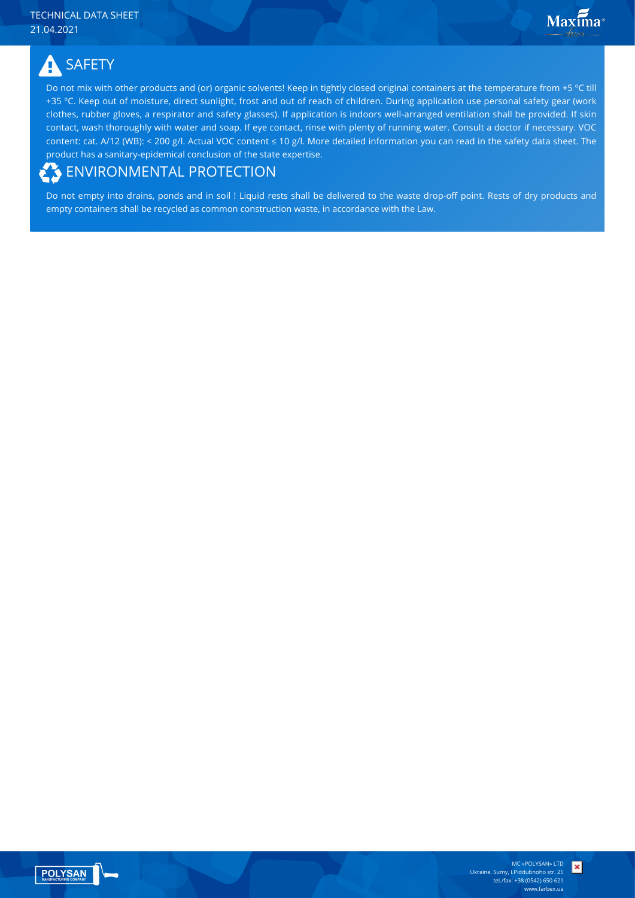## SAFETY

Do not mix with other products and (or) organic solvents! Keep in tightly closed original containers at the temperature from +5 ºC till +35 ºC. Keep out of moisture, direct sunlight, frost and out of reach of children. During application use personal safety gear (work clothes, rubber gloves, a respirator and safety glasses). If application is indoors well-arranged ventilation shall be provided. If skin contact, wash thoroughly with water and soap. If eye contact, rinse with plenty of running water. Consult a doctor if necessary. VOC content: cat. A/12 (WB): < 200 g/l. Actual VOC content ≤ 10 g/l. More detailed information you can read in the safety data sheet. The product has a sanitary-epidemical conclusion of the state expertise.

## ENVIRONMENTAL PROTECTION

Do not empty into drains, ponds and in soil ! Liquid rests shall be delivered to the waste drop-off point. Rests of dry products and empty containers shall be recycled as common construction waste, in accordance with the Law.